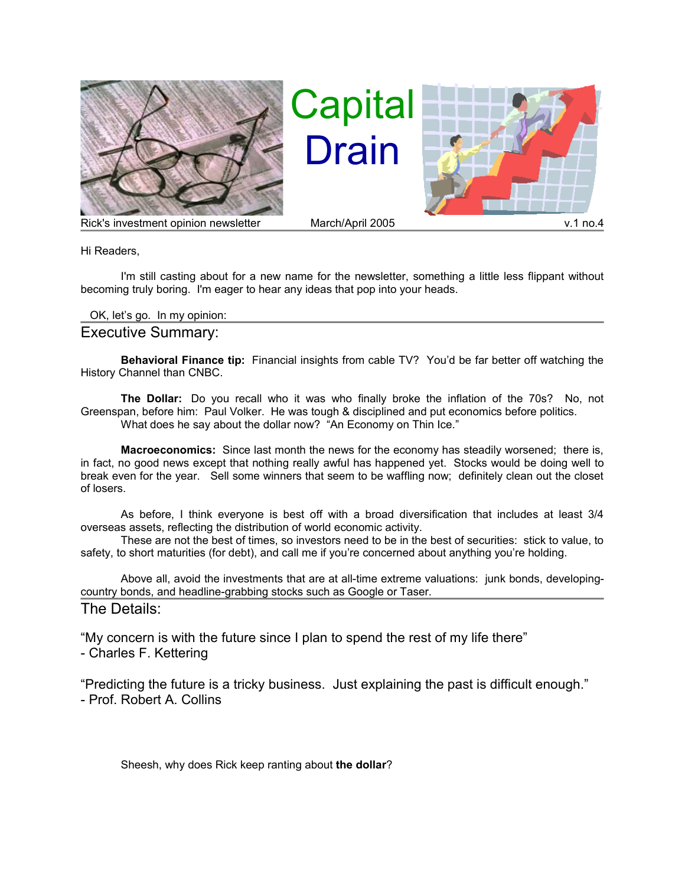# Capital Drain

Rick's investment opinion newsletter | March/April 2005 | v.1 no.4

Hi Readers,

I'm still casting about for a new name for the newsletter, something a little less flippant without becoming truly boring. I'm eager to hear any ideas that pop into your heads.

OK, let's go. In my opinion:

## Executive Summary:

**Behavioral Finance tip:** Financial insights from cable TV? You'd be far better off watching the History Channel than CNBC.

**The Dollar:** Do you recall who it was who finally broke the inflation of the 70s? No, not Greenspan, before him: Paul Volker. He was tough & disciplined and put economics before politics.
What does he say about the dollar now? "An Economy on Thin Ice."

**Macroeconomics:** Since last month the news for the economy has steadily worsened; there is, in fact, no good news except that nothing really awful has happened yet. Stocks would be doing well to break even for the year. Sell some winners that seem to be waffling now; definitely clean out the closet of losers.

As before, I think everyone is best off with a broad diversification that includes at least 3/4 overseas assets, reflecting the distribution of world economic activity.
These are not the best of times, so investors need to be in the best of securities: stick to value, to safety, to short maturities (for debt), and call me if you're concerned about anything you're holding.

Above all, avoid the investments that are at all-time extreme valuations: junk bonds, developing-country bonds, and headline-grabbing stocks such as Google or Taser.

## The Details:

"My concern is with the future since I plan to spend the rest of my life there"
- Charles F. Kettering

"Predicting the future is a tricky business. Just explaining the past is difficult enough."
- Prof. Robert A. Collins

Sheesh, why does Rick keep ranting about **the dollar**?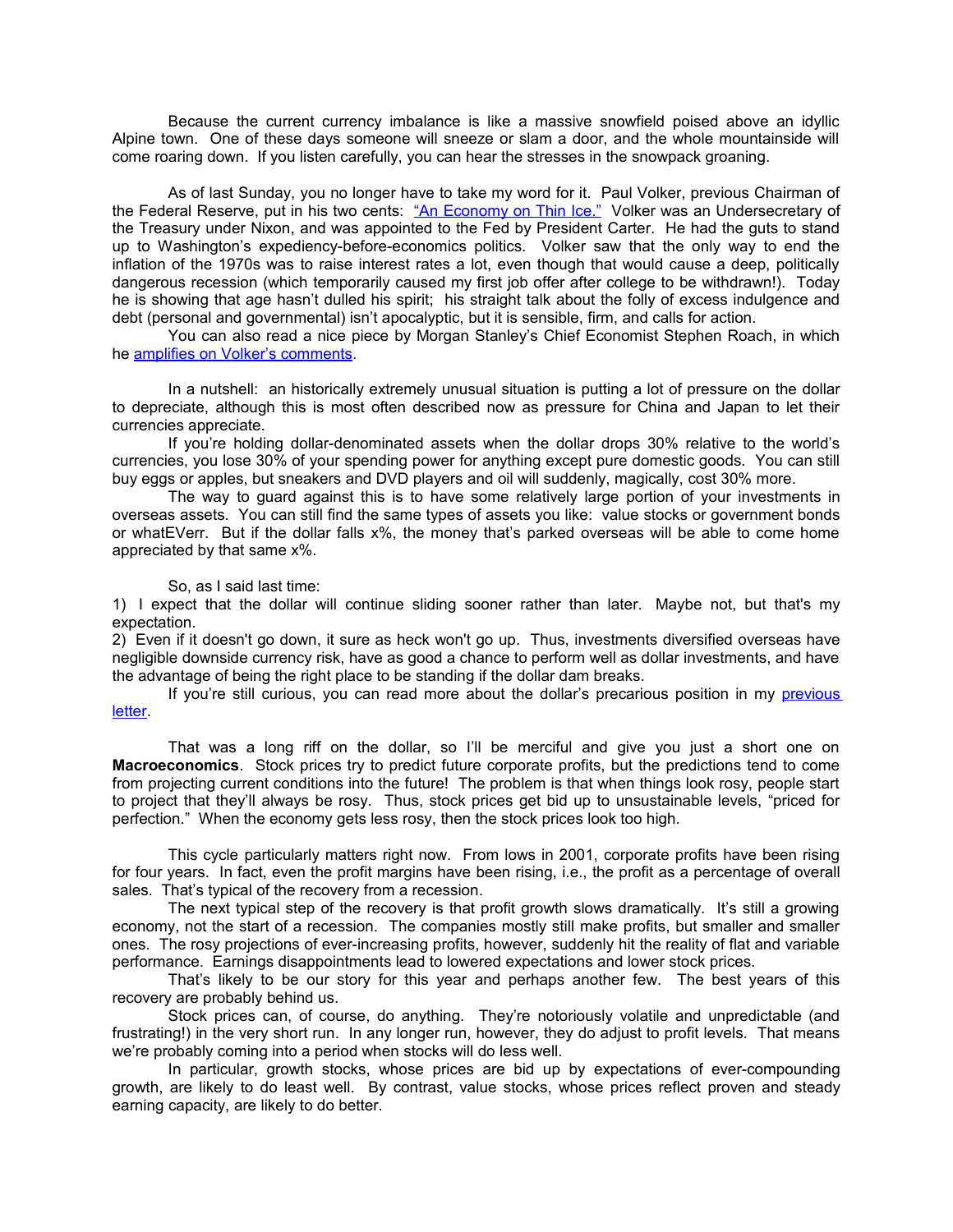Because the current currency imbalance is like a massive snowfield poised above an idyllic Alpine town. One of these days someone will sneeze or slam a door, and the whole mountainside will come roaring down. If you listen carefully, you can hear the stresses in the snowpack groaning.

As of last Sunday, you no longer have to take my word for it. Paul Volker, previous Chairman of the Federal Reserve, put in his two cents: ["An Economy on Thin Ice."]() Volker was an Undersecretary of the Treasury under Nixon, and was appointed to the Fed by President Carter. He had the guts to stand up to Washington's expediency-before-economics politics. Volker saw that the only way to end the inflation of the 1970s was to raise interest rates a lot, even though that would cause a deep, politically dangerous recession (which temporarily caused my first job offer after college to be withdrawn!). Today he is showing that age hasn't dulled his spirit; his straight talk about the folly of excess indulgence and debt (personal and governmental) isn't apocalyptic, but it is sensible, firm, and calls for action.

You can also read a nice piece by Morgan Stanley's Chief Economist Stephen Roach, in which he [amplifies on Volker's comments]().

In a nutshell: an historically extremely unusual situation is putting a lot of pressure on the dollar to depreciate, although this is most often described now as pressure for China and Japan to let their currencies appreciate.

If you're holding dollar-denominated assets when the dollar drops 30% relative to the world's currencies, you lose 30% of your spending power for anything except pure domestic goods. You can still buy eggs or apples, but sneakers and DVD players and oil will suddenly, magically, cost 30% more.

The way to guard against this is to have some relatively large portion of your investments in overseas assets. You can still find the same types of assets you like: value stocks or government bonds or whatEVerr. But if the dollar falls x%, the money that's parked overseas will be able to come home appreciated by that same x%.

So, as I said last time:

1) I expect that the dollar will continue sliding sooner rather than later. Maybe not, but that's my expectation.

2) Even if it doesn't go down, it sure as heck won't go up. Thus, investments diversified overseas have negligible downside currency risk, have as good a chance to perform well as dollar investments, and have the advantage of being the right place to be standing if the dollar dam breaks.

If you're still curious, you can read more about the dollar's precarious position in my [previous letter]().

That was a long riff on the dollar, so I'll be merciful and give you just a short one on **Macroeconomics**. Stock prices try to predict future corporate profits, but the predictions tend to come from projecting current conditions into the future! The problem is that when things look rosy, people start to project that they'll always be rosy. Thus, stock prices get bid up to unsustainable levels, "priced for perfection." When the economy gets less rosy, then the stock prices look too high.

This cycle particularly matters right now. From lows in 2001, corporate profits have been rising for four years. In fact, even the profit margins have been rising, i.e., the profit as a percentage of overall sales. That's typical of the recovery from a recession.

The next typical step of the recovery is that profit growth slows dramatically. It's still a growing economy, not the start of a recession. The companies mostly still make profits, but smaller and smaller ones. The rosy projections of ever-increasing profits, however, suddenly hit the reality of flat and variable performance. Earnings disappointments lead to lowered expectations and lower stock prices.

That's likely to be our story for this year and perhaps another few. The best years of this recovery are probably behind us.

Stock prices can, of course, do anything. They're notoriously volatile and unpredictable (and frustrating!) in the very short run. In any longer run, however, they do adjust to profit levels. That means we're probably coming into a period when stocks will do less well.

In particular, growth stocks, whose prices are bid up by expectations of ever-compounding growth, are likely to do least well. By contrast, value stocks, whose prices reflect proven and steady earning capacity, are likely to do better.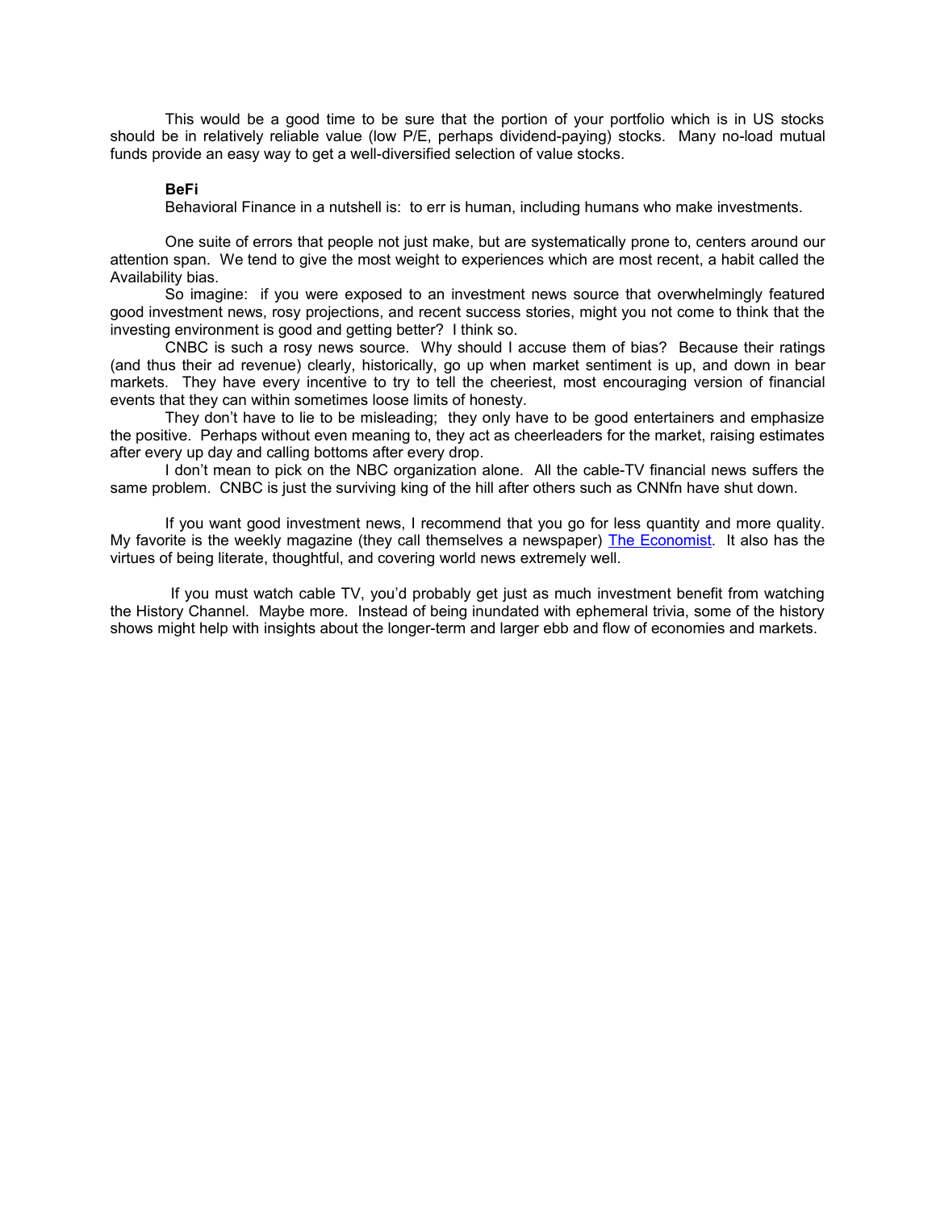This would be a good time to be sure that the portion of your portfolio which is in US stocks should be in relatively reliable value (low P/E, perhaps dividend-paying) stocks. Many no-load mutual funds provide an easy way to get a well-diversified selection of value stocks.

**BeFi**

Behavioral Finance in a nutshell is: to err is human, including humans who make investments.

One suite of errors that people not just make, but are systematically prone to, centers around our attention span. We tend to give the most weight to experiences which are most recent, a habit called the Availability bias.

So imagine: if you were exposed to an investment news source that overwhelmingly featured good investment news, rosy projections, and recent success stories, might you not come to think that the investing environment is good and getting better? I think so.

CNBC is such a rosy news source. Why should I accuse them of bias? Because their ratings (and thus their ad revenue) clearly, historically, go up when market sentiment is up, and down in bear markets. They have every incentive to try to tell the cheeriest, most encouraging version of financial events that they can within sometimes loose limits of honesty.

They don't have to lie to be misleading; they only have to be good entertainers and emphasize the positive. Perhaps without even meaning to, they act as cheerleaders for the market, raising estimates after every up day and calling bottoms after every drop.

I don't mean to pick on the NBC organization alone. All the cable-TV financial news suffers the same problem. CNBC is just the surviving king of the hill after others such as CNNfn have shut down.

If you want good investment news, I recommend that you go for less quantity and more quality. My favorite is the weekly magazine (they call themselves a newspaper) The Economist. It also has the virtues of being literate, thoughtful, and covering world news extremely well.

If you must watch cable TV, you'd probably get just as much investment benefit from watching the History Channel. Maybe more. Instead of being inundated with ephemeral trivia, some of the history shows might help with insights about the longer-term and larger ebb and flow of economies and markets.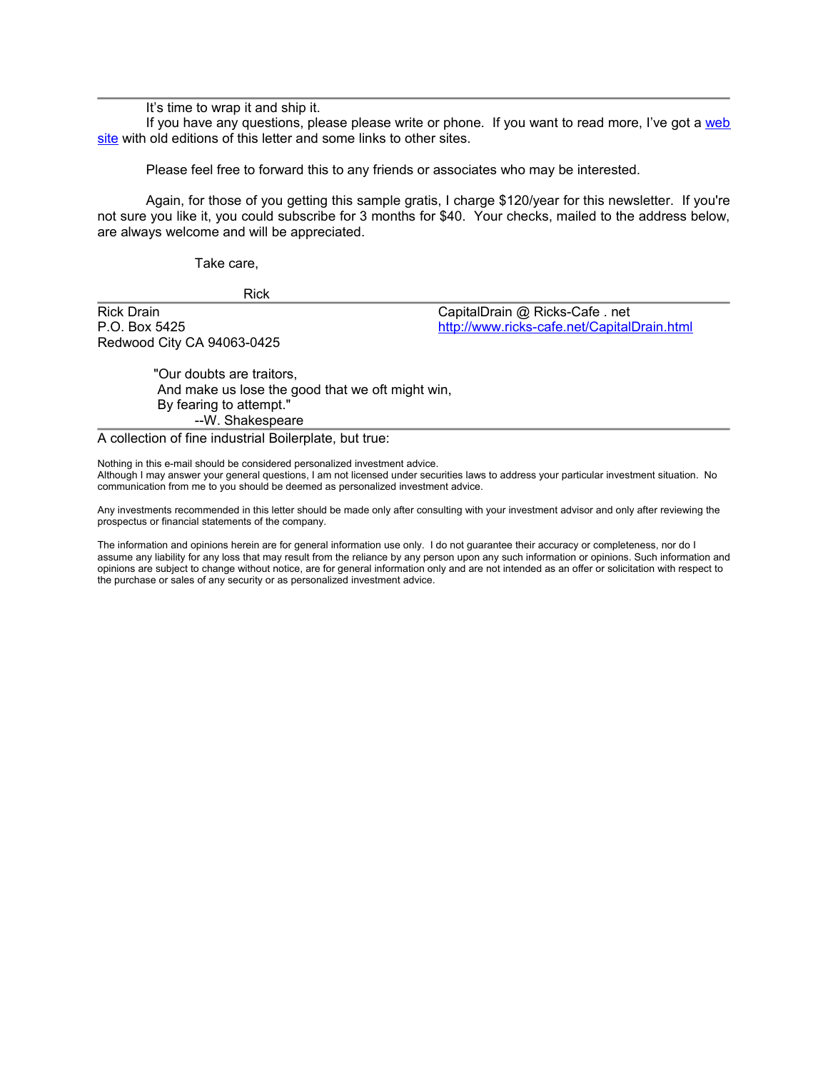---

It's time to wrap it and ship it.

If you have any questions, please please write or phone. If you want to read more, I've got a [web site](http://www.ricks-cafe.net/CapitalDrain.html) with old editions of this letter and some links to other sites.

Please feel free to forward this to any friends or associates who may be interested.

Again, for those of you getting this sample gratis, I charge $120/year for this newsletter. If you're not sure you like it, you could subscribe for 3 months for $40. Your checks, mailed to the address below, are always welcome and will be appreciated.

Take care,

Rick

---

Rick Drain
P.O. Box 5425
Redwood City CA 94063-0425

CapitalDrain @ Ricks-Cafe . net
http://www.ricks-cafe.net/CapitalDrain.html

"Our doubts are traitors,
And make us lose the good that we oft might win,
By fearing to attempt."
--W. Shakespeare

---

A collection of fine industrial Boilerplate, but true:

Nothing in this e-mail should be considered personalized investment advice.
Although I may answer your general questions, I am not licensed under securities laws to address your particular investment situation. No communication from me to you should be deemed as personalized investment advice.

Any investments recommended in this letter should be made only after consulting with your investment advisor and only after reviewing the prospectus or financial statements of the company.

The information and opinions herein are for general information use only. I do not guarantee their accuracy or completeness, nor do I assume any liability for any loss that may result from the reliance by any person upon any such information or opinions. Such information and opinions are subject to change without notice, are for general information only and are not intended as an offer or solicitation with respect to the purchase or sales of any security or as personalized investment advice.